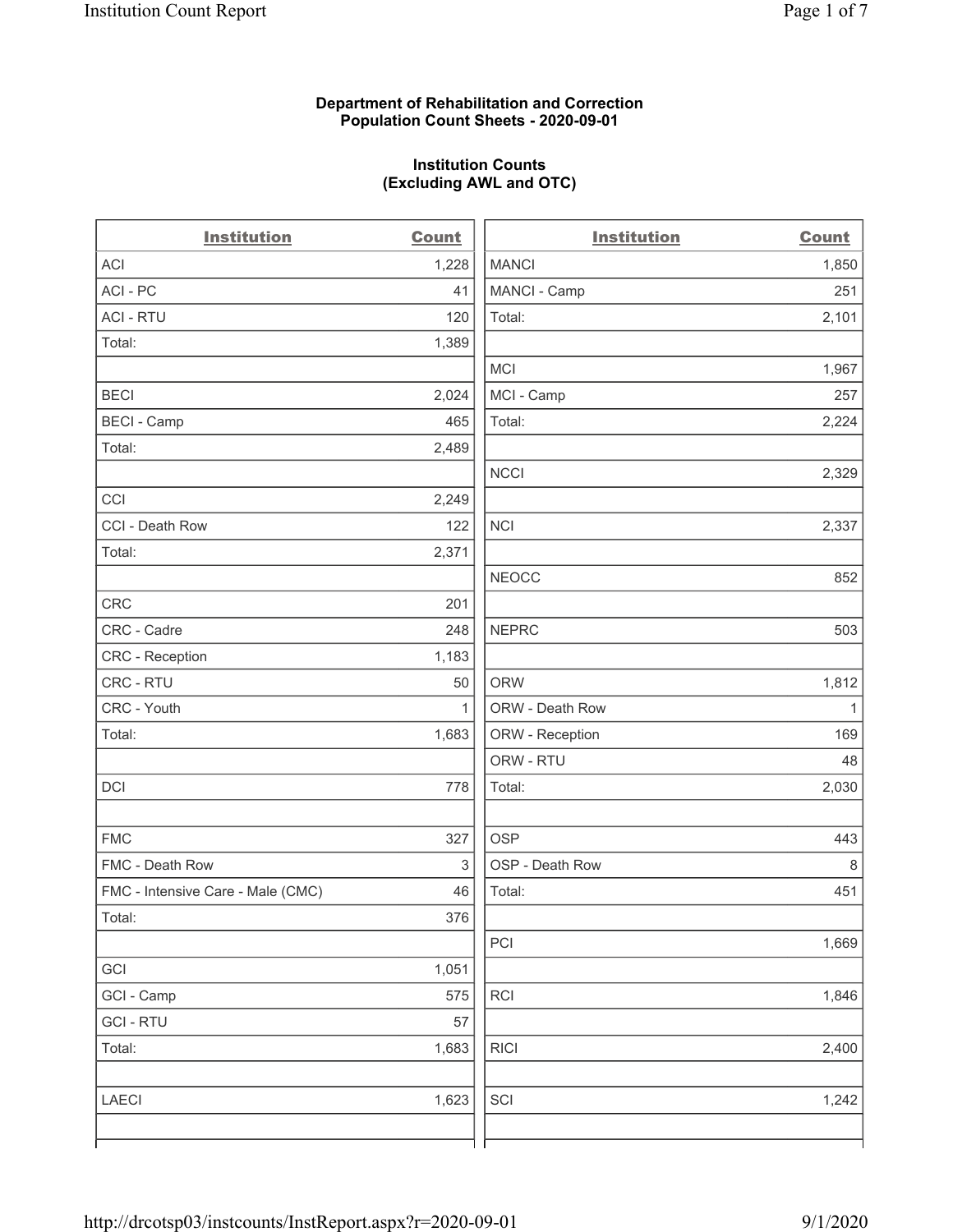**Department of Rehabilitation and Correction**
**Population Count Sheets - 2020-09-01**

**Institution Counts**
**(Excluding AWL and OTC)**

| Institution | Count |
| --- | --- |
| ACI | 1,228 |
| ACI - PC | 41 |
| ACI - RTU | 120 |
| Total: | 1,389 |
| | |
| BECI | 2,024 |
| BECI - Camp | 465 |
| Total: | 2,489 |
| | |
| CCI | 2,249 |
| CCI - Death Row | 122 |
| Total: | 2,371 |
| | |
| CRC | 201 |
| CRC - Cadre | 248 |
| CRC - Reception | 1,183 |
| CRC - RTU | 50 |
| CRC - Youth | 1 |
| Total: | 1,683 |
| | |
| DCI | 778 |
| | |
| FMC | 327 |
| FMC - Death Row | 3 |
| FMC - Intensive Care - Male (CMC) | 46 |
| Total: | 376 |
| | |
| GCI | 1,051 |
| GCI - Camp | 575 |
| GCI - RTU | 57 |
| Total: | 1,683 |
| | |
| LAECI | 1,623 |
| | |

| Institution | Count |
| --- | --- |
| MANCI | 1,850 |
| MANCI - Camp | 251 |
| Total: | 2,101 |
| | |
| MCI | 1,967 |
| MCI - Camp | 257 |
| Total: | 2,224 |
| | |
| NCCI | 2,329 |
| | |
| NCI | 2,337 |
| | |
| NEOCC | 852 |
| | |
| NEPRC | 503 |
| | |
| ORW | 1,812 |
| ORW - Death Row | 1 |
| ORW - Reception | 169 |
| ORW - RTU | 48 |
| Total: | 2,030 |
| | |
| OSP | 443 |
| OSP - Death Row | 8 |
| Total: | 451 |
| | |
| PCI | 1,669 |
| | |
| RCI | 1,846 |
| | |
| RICI | 2,400 |
| | |
| SCI | 1,242 |
| | |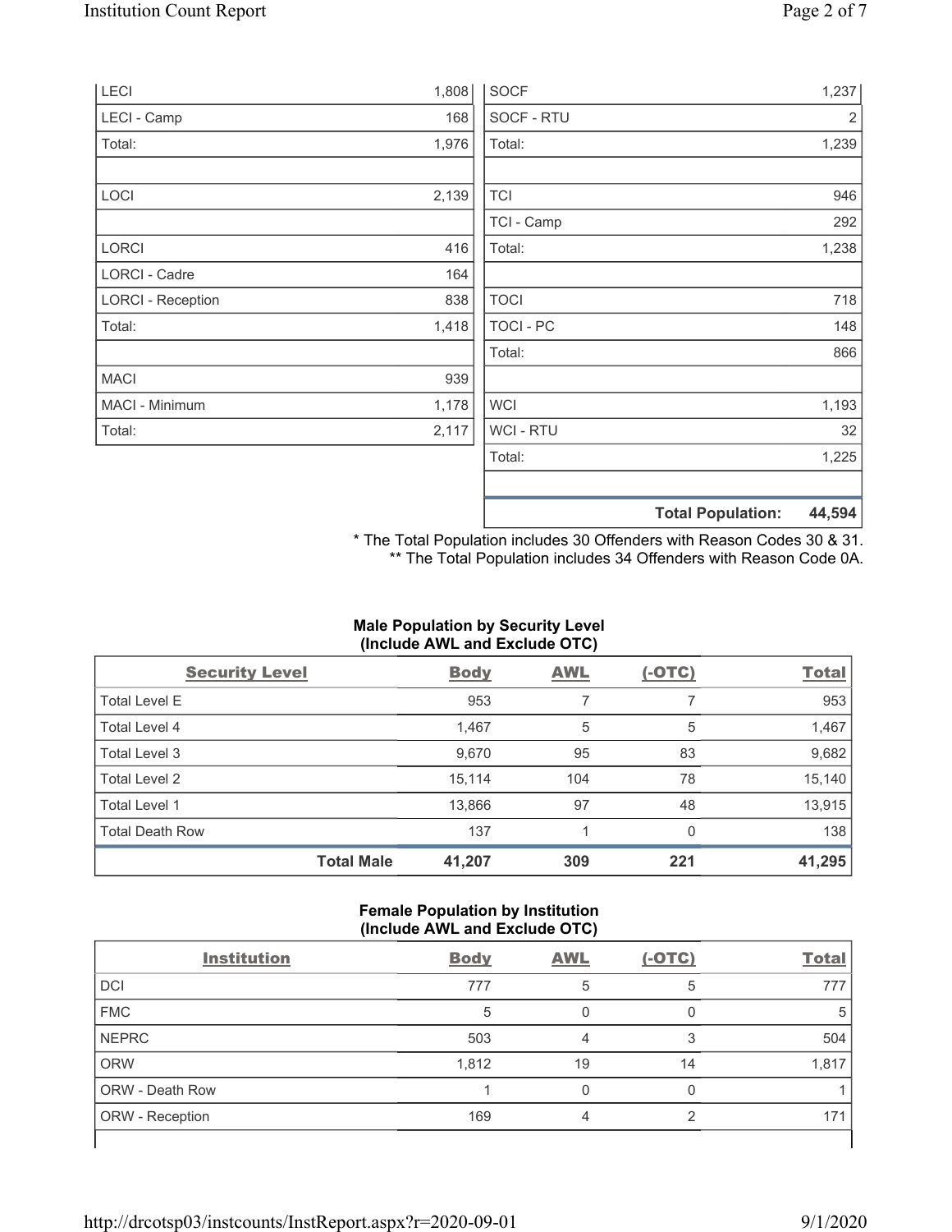| LECI | 1,808 |
|---|---|
| LECI - Camp | 168 |
| Total: | 1,976 |
| | |
| LOCI | 2,139 |
| | |
| LORCI | 416 |
| LORCI - Cadre | 164 |
| LORCI - Reception | 838 |
| Total: | 1,418 |
| | |
| MACI | 939 |
| MACI - Minimum | 1,178 |
| Total: | 2,117 |

| SOCF | 1,237 |
|---|---|
| SOCF - RTU | 2 |
| Total: | 1,239 |
| | |
| TCI | 946 |
| TCI - Camp | 292 |
| Total: | 1,238 |
| | |
| TOCI | 718 |
| TOCI - PC | 148 |
| Total: | 866 |
| | |
| WCI | 1,193 |
| WCI - RTU | 32 |
| Total: | 1,225 |
| | |
| **Total Population:** | **44,594** |

\* The Total Population includes 30 Offenders with Reason Codes 30 & 31.
\*\* The Total Population includes 34 Offenders with Reason Code 0A.

### Male Population by Security Level (Include AWL and Exclude OTC)

| Security Level | Body | AWL | (-OTC) | Total |
|---|---|---|---|---|
| Total Level E | 953 | 7 | 7 | 953 |
| Total Level 4 | 1,467 | 5 | 5 | 1,467 |
| Total Level 3 | 9,670 | 95 | 83 | 9,682 |
| Total Level 2 | 15,114 | 104 | 78 | 15,140 |
| Total Level 1 | 13,866 | 97 | 48 | 13,915 |
| Total Death Row | 137 | 1 | 0 | 138 |
| **Total Male** | **41,207** | **309** | **221** | **41,295** |

### Female Population by Institution (Include AWL and Exclude OTC)

| Institution | Body | AWL | (-OTC) | Total |
|---|---|---|---|---|
| DCI | 777 | 5 | 5 | 777 |
| FMC | 5 | 0 | 0 | 5 |
| NEPRC | 503 | 4 | 3 | 504 |
| ORW | 1,812 | 19 | 14 | 1,817 |
| ORW - Death Row | 1 | 0 | 0 | 1 |
| ORW - Reception | 169 | 4 | 2 | 171 |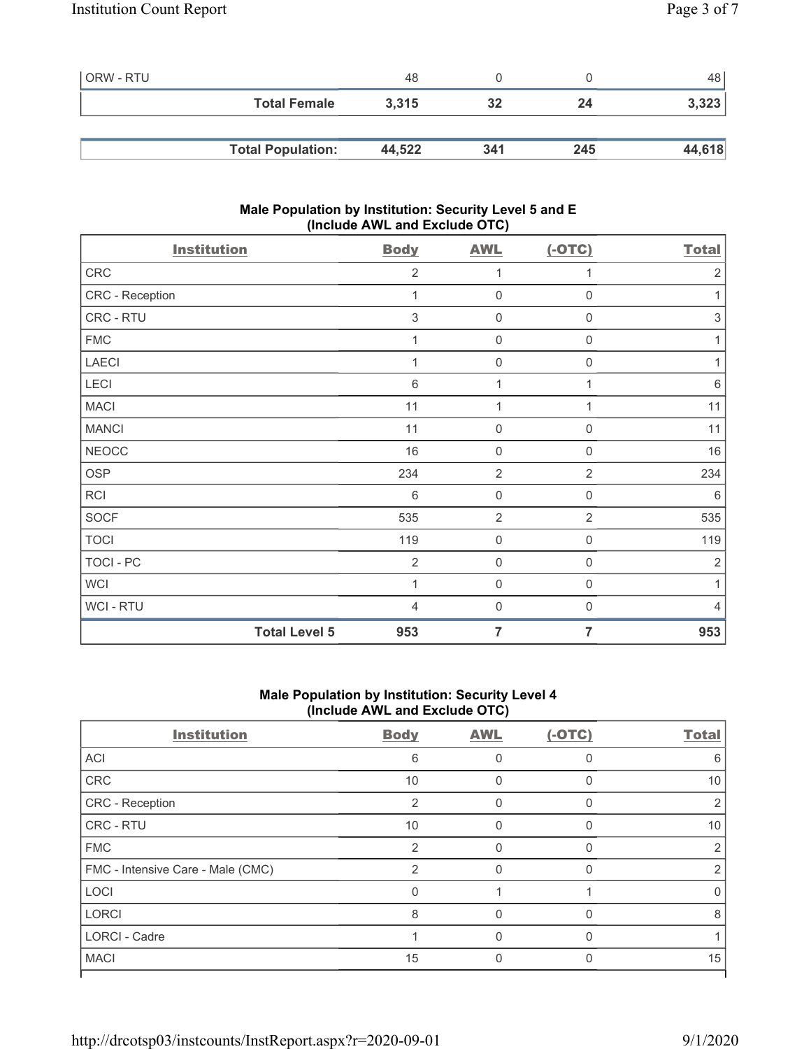| ORW - RTU | 48 | 0 | 0 | 48 |
|---|---|---|---|---|
| **Total Female** | **3,315** | **32** | **24** | **3,323** |
| | | | | |
| **Total Population:** | **44,522** | **341** | **245** | **44,618** |

### Male Population by Institution: Security Level 5 and E (Include AWL and Exclude OTC)

| Institution | Body | AWL | (-OTC) | Total |
|---|---|---|---|---|
| CRC | 2 | 1 | 1 | 2 |
| CRC - Reception | 1 | 0 | 0 | 1 |
| CRC - RTU | 3 | 0 | 0 | 3 |
| FMC | 1 | 0 | 0 | 1 |
| LAECI | 1 | 0 | 0 | 1 |
| LECI | 6 | 1 | 1 | 6 |
| MACI | 11 | 1 | 1 | 11 |
| MANCI | 11 | 0 | 0 | 11 |
| NEOCC | 16 | 0 | 0 | 16 |
| OSP | 234 | 2 | 2 | 234 |
| RCI | 6 | 0 | 0 | 6 |
| SOCF | 535 | 2 | 2 | 535 |
| TOCI | 119 | 0 | 0 | 119 |
| TOCI - PC | 2 | 0 | 0 | 2 |
| WCI | 1 | 0 | 0 | 1 |
| WCI - RTU | 4 | 0 | 0 | 4 |
| **Total Level 5** | **953** | **7** | **7** | **953** |

### Male Population by Institution: Security Level 4 (Include AWL and Exclude OTC)

| Institution | Body | AWL | (-OTC) | Total |
|---|---|---|---|---|
| ACI | 6 | 0 | 0 | 6 |
| CRC | 10 | 0 | 0 | 10 |
| CRC - Reception | 2 | 0 | 0 | 2 |
| CRC - RTU | 10 | 0 | 0 | 10 |
| FMC | 2 | 0 | 0 | 2 |
| FMC - Intensive Care - Male (CMC) | 2 | 0 | 0 | 2 |
| LOCI | 0 | 1 | 1 | 0 |
| LORCI | 8 | 0 | 0 | 8 |
| LORCI - Cadre | 1 | 0 | 0 | 1 |
| MACI | 15 | 0 | 0 | 15 |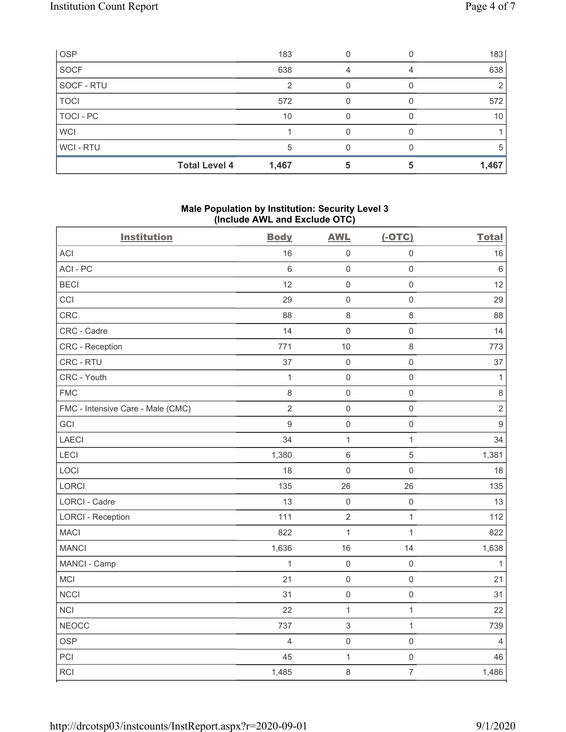| OSP | | 183 | 0 | 0 | 183 |
|---|---|---|---|---|---|
| SOCF | | 638 | 4 | 4 | 638 |
| SOCF - RTU | | 2 | 0 | 0 | 2 |
| TOCI | | 572 | 0 | 0 | 572 |
| TOCI - PC | | 10 | 0 | 0 | 10 |
| WCI | | 1 | 0 | 0 | 1 |
| WCI - RTU | | 5 | 0 | 0 | 5 |
| | **Total Level 4** | **1,467** | **5** | **5** | **1,467** |

## Male Population by Institution: Security Level 3 (Include AWL and Exclude OTC)

| Institution | Body | AWL | (-OTC) | Total |
|---|---|---|---|---|
| ACI | 16 | 0 | 0 | 16 |
| ACI - PC | 6 | 0 | 0 | 6 |
| BECI | 12 | 0 | 0 | 12 |
| CCI | 29 | 0 | 0 | 29 |
| CRC | 88 | 8 | 8 | 88 |
| CRC - Cadre | 14 | 0 | 0 | 14 |
| CRC - Reception | 771 | 10 | 8 | 773 |
| CRC - RTU | 37 | 0 | 0 | 37 |
| CRC - Youth | 1 | 0 | 0 | 1 |
| FMC | 8 | 0 | 0 | 8 |
| FMC - Intensive Care - Male (CMC) | 2 | 0 | 0 | 2 |
| GCI | 9 | 0 | 0 | 9 |
| LAECI | 34 | 1 | 1 | 34 |
| LECI | 1,380 | 6 | 5 | 1,381 |
| LOCI | 18 | 0 | 0 | 18 |
| LORCI | 135 | 26 | 26 | 135 |
| LORCI - Cadre | 13 | 0 | 0 | 13 |
| LORCI - Reception | 111 | 2 | 1 | 112 |
| MACI | 822 | 1 | 1 | 822 |
| MANCI | 1,636 | 16 | 14 | 1,638 |
| MANCI - Camp | 1 | 0 | 0 | 1 |
| MCI | 21 | 0 | 0 | 21 |
| NCCI | 31 | 0 | 0 | 31 |
| NCI | 22 | 1 | 1 | 22 |
| NEOCC | 737 | 3 | 1 | 739 |
| OSP | 4 | 0 | 0 | 4 |
| PCI | 45 | 1 | 0 | 46 |
| RCI | 1,485 | 8 | 7 | 1,486 |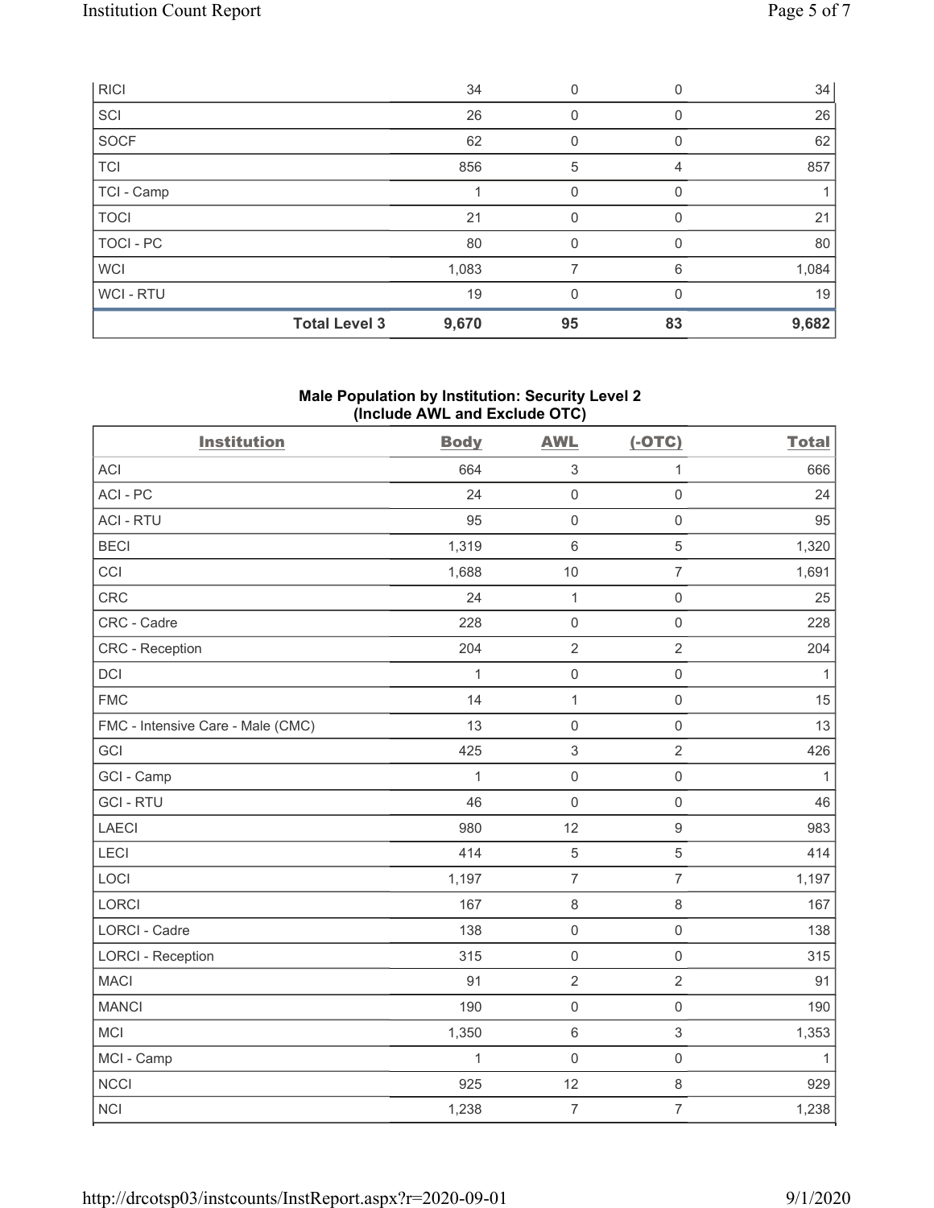| RICI | 34 | 0 | 0 | 34 |
|---|---|---|---|---|
| SCI | 26 | 0 | 0 | 26 |
| SOCF | 62 | 0 | 0 | 62 |
| TCI | 856 | 5 | 4 | 857 |
| TCI - Camp | 1 | 0 | 0 | 1 |
| TOCI | 21 | 0 | 0 | 21 |
| TOCI - PC | 80 | 0 | 0 | 80 |
| WCI | 1,083 | 7 | 6 | 1,084 |
| WCI - RTU | 19 | 0 | 0 | 19 |
| **Total Level 3** | **9,670** | **95** | **83** | **9,682** |

### Male Population by Institution: Security Level 2 (Include AWL and Exclude OTC)

| Institution | Body | AWL | (-OTC) | Total |
|---|---|---|---|---|
| ACI | 664 | 3 | 1 | 666 |
| ACI - PC | 24 | 0 | 0 | 24 |
| ACI - RTU | 95 | 0 | 0 | 95 |
| BECI | 1,319 | 6 | 5 | 1,320 |
| CCI | 1,688 | 10 | 7 | 1,691 |
| CRC | 24 | 1 | 0 | 25 |
| CRC - Cadre | 228 | 0 | 0 | 228 |
| CRC - Reception | 204 | 2 | 2 | 204 |
| DCI | 1 | 0 | 0 | 1 |
| FMC | 14 | 1 | 0 | 15 |
| FMC - Intensive Care - Male (CMC) | 13 | 0 | 0 | 13 |
| GCI | 425 | 3 | 2 | 426 |
| GCI - Camp | 1 | 0 | 0 | 1 |
| GCI - RTU | 46 | 0 | 0 | 46 |
| LAECI | 980 | 12 | 9 | 983 |
| LECI | 414 | 5 | 5 | 414 |
| LOCI | 1,197 | 7 | 7 | 1,197 |
| LORCI | 167 | 8 | 8 | 167 |
| LORCI - Cadre | 138 | 0 | 0 | 138 |
| LORCI - Reception | 315 | 0 | 0 | 315 |
| MACI | 91 | 2 | 2 | 91 |
| MANCI | 190 | 0 | 0 | 190 |
| MCI | 1,350 | 6 | 3 | 1,353 |
| MCI - Camp | 1 | 0 | 0 | 1 |
| NCCI | 925 | 12 | 8 | 929 |
| NCI | 1,238 | 7 | 7 | 1,238 |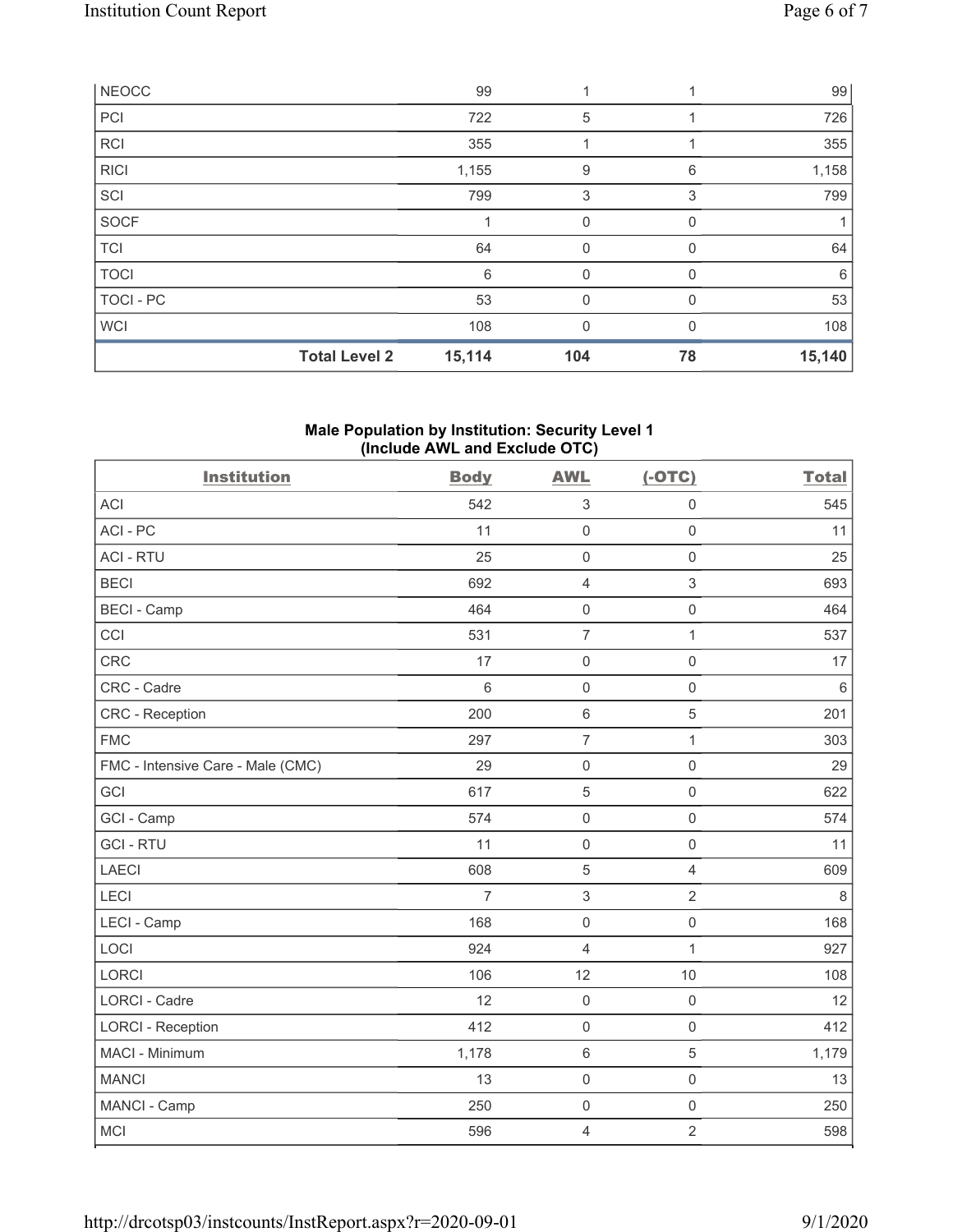| NEOCC | 99 | 1 | 1 | 99 |
|---|---|---|---|---|
| PCI | 722 | 5 | 1 | 726 |
| RCI | 355 | 1 | 1 | 355 |
| RICI | 1,155 | 9 | 6 | 1,158 |
| SCI | 799 | 3 | 3 | 799 |
| SOCF | 1 | 0 | 0 | 1 |
| TCI | 64 | 0 | 0 | 64 |
| TOCI | 6 | 0 | 0 | 6 |
| TOCI - PC | 53 | 0 | 0 | 53 |
| WCI | 108 | 0 | 0 | 108 |
| **Total Level 2** | **15,114** | **104** | **78** | **15,140** |

**Male Population by Institution: Security Level 1 (Include AWL and Exclude OTC)**

| Institution | Body | AWL | (-OTC) | Total |
|---|---|---|---|---|
| ACI | 542 | 3 | 0 | 545 |
| ACI - PC | 11 | 0 | 0 | 11 |
| ACI - RTU | 25 | 0 | 0 | 25 |
| BECI | 692 | 4 | 3 | 693 |
| BECI - Camp | 464 | 0 | 0 | 464 |
| CCI | 531 | 7 | 1 | 537 |
| CRC | 17 | 0 | 0 | 17 |
| CRC - Cadre | 6 | 0 | 0 | 6 |
| CRC - Reception | 200 | 6 | 5 | 201 |
| FMC | 297 | 7 | 1 | 303 |
| FMC - Intensive Care - Male (CMC) | 29 | 0 | 0 | 29 |
| GCI | 617 | 5 | 0 | 622 |
| GCI - Camp | 574 | 0 | 0 | 574 |
| GCI - RTU | 11 | 0 | 0 | 11 |
| LAECI | 608 | 5 | 4 | 609 |
| LECI | 7 | 3 | 2 | 8 |
| LECI - Camp | 168 | 0 | 0 | 168 |
| LOCI | 924 | 4 | 1 | 927 |
| LORCI | 106 | 12 | 10 | 108 |
| LORCI - Cadre | 12 | 0 | 0 | 12 |
| LORCI - Reception | 412 | 0 | 0 | 412 |
| MACI - Minimum | 1,178 | 6 | 5 | 1,179 |
| MANCI | 13 | 0 | 0 | 13 |
| MANCI - Camp | 250 | 0 | 0 | 250 |
| MCI | 596 | 4 | 2 | 598 |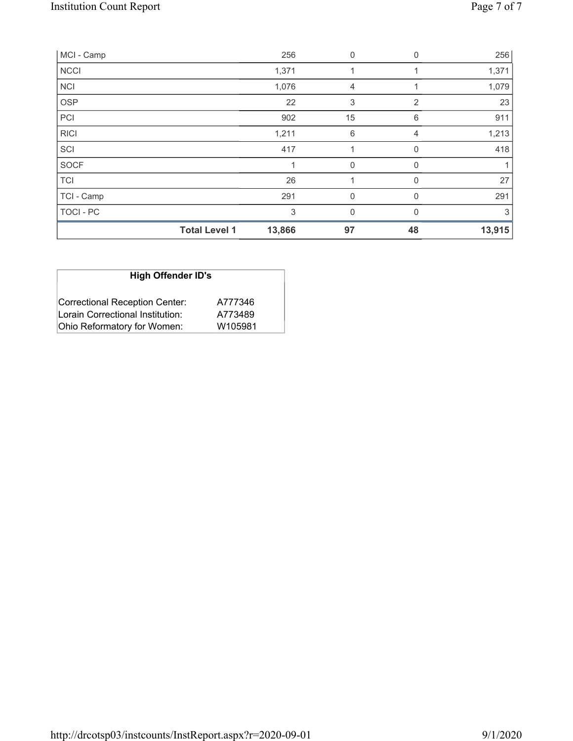| | | | | |
|---|---|---|---|---|
| MCI - Camp | 256 | 0 | 0 | 256 |
| NCCI | 1,371 | 1 | 1 | 1,371 |
| NCI | 1,076 | 4 | 1 | 1,079 |
| OSP | 22 | 3 | 2 | 23 |
| PCI | 902 | 15 | 6 | 911 |
| RICI | 1,211 | 6 | 4 | 1,213 |
| SCI | 417 | 1 | 0 | 418 |
| SOCF | 1 | 0 | 0 | 1 |
| TCI | 26 | 1 | 0 | 27 |
| TCI - Camp | 291 | 0 | 0 | 291 |
| TOCI - PC | 3 | 0 | 0 | 3 |
| **Total Level 1** | **13,866** | **97** | **48** | **13,915** |

| High Offender ID's | |
|---|---|
| Correctional Reception Center: | A777346 |
| Lorain Correctional Institution: | A773489 |
| Ohio Reformatory for Women: | W105981 |